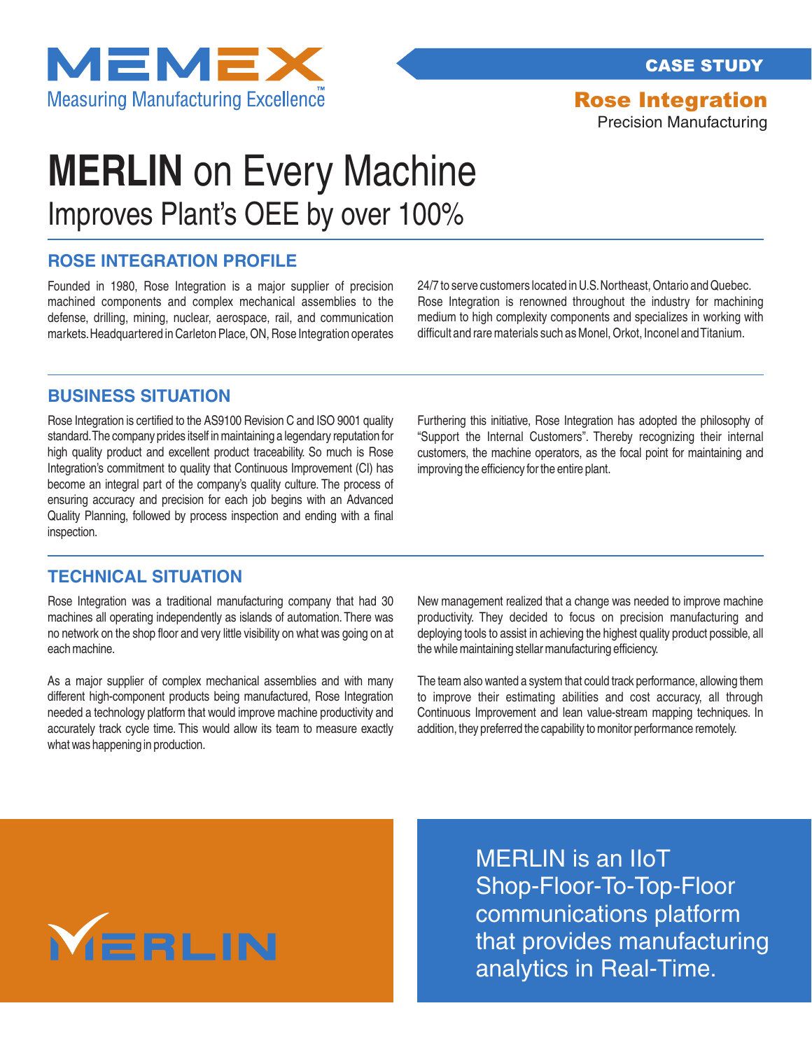MEMEX
Measuring Manufacturing Excellence™

CASE STUDY

**Rose Integration**
Precision Manufacturing

# **MERLIN** on Every Machine
## Improves Plant's OEE by over 100%

## ROSE INTEGRATION PROFILE

Founded in 1980, Rose Integration is a major supplier of precision machined components and complex mechanical assemblies to the defense, drilling, mining, nuclear, aerospace, rail, and communication markets. Headquartered in Carleton Place, ON, Rose Integration operates 24/7 to serve customers located in U.S. Northeast, Ontario and Quebec. Rose Integration is renowned throughout the industry for machining medium to high complexity components and specializes in working with difficult and rare materials such as Monel, Orkot, Inconel and Titanium.

## BUSINESS SITUATION

Rose Integration is certified to the AS9100 Revision C and ISO 9001 quality standard. The company prides itself in maintaining a legendary reputation for high quality product and excellent product traceability. So much is Rose Integration's commitment to quality that Continuous Improvement (CI) has become an integral part of the company's quality culture. The process of ensuring accuracy and precision for each job begins with an Advanced Quality Planning, followed by process inspection and ending with a final inspection.

Furthering this initiative, Rose Integration has adopted the philosophy of "Support the Internal Customers". Thereby recognizing their internal customers, the machine operators, as the focal point for maintaining and improving the efficiency for the entire plant.

## TECHNICAL SITUATION

Rose Integration was a traditional manufacturing company that had 30 machines all operating independently as islands of automation. There was no network on the shop floor and very little visibility on what was going on at each machine.

As a major supplier of complex mechanical assemblies and with many different high-component products being manufactured, Rose Integration needed a technology platform that would improve machine productivity and accurately track cycle time. This would allow its team to measure exactly what was happening in production.

New management realized that a change was needed to improve machine productivity. They decided to focus on precision manufacturing and deploying tools to assist in achieving the highest quality product possible, all the while maintaining stellar manufacturing efficiency.

The team also wanted a system that could track performance, allowing them to improve their estimating abilities and cost accuracy, all through Continuous Improvement and lean value-stream mapping techniques. In addition, they preferred the capability to monitor performance remotely.

MERLIN

MERLIN is an IIoT Shop-Floor-To-Top-Floor communications platform that provides manufacturing analytics in Real-Time.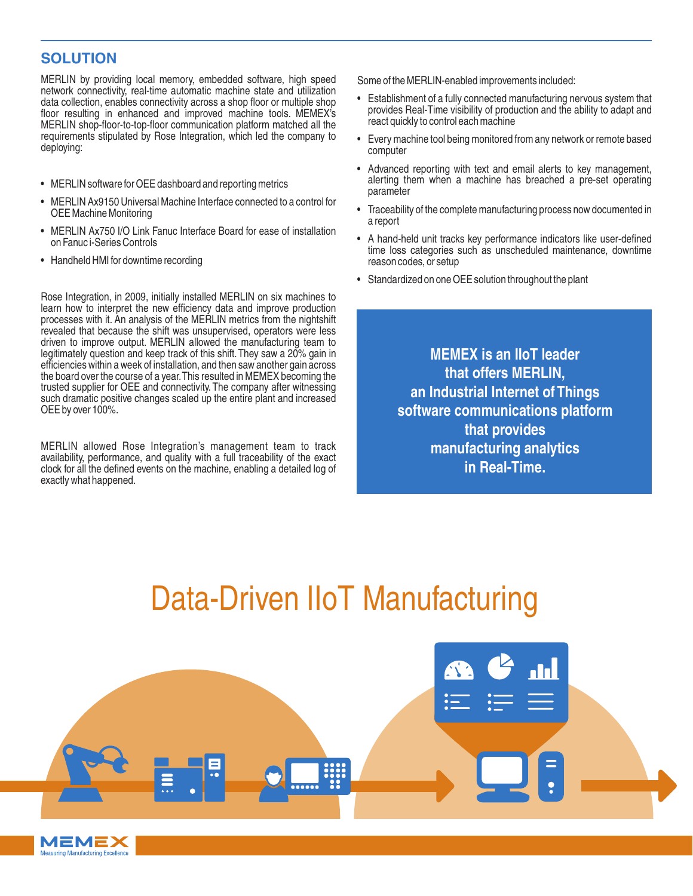## SOLUTION

MERLIN by providing local memory, embedded software, high speed network connectivity, real-time automatic machine state and utilization data collection, enables connectivity across a shop floor or multiple shop floor resulting in enhanced and improved machine tools. MEMEX's MERLIN shop-floor-to-top-floor communication platform matched all the requirements stipulated by Rose Integration, which led the company to deploying:

- MERLIN software for OEE dashboard and reporting metrics
- MERLIN Ax9150 Universal Machine Interface connected to a control for OEE Machine Monitoring
- MERLIN Ax750 I/O Link Fanuc Interface Board for ease of installation on Fanuc i-Series Controls
- Handheld HMI for downtime recording

Rose Integration, in 2009, initially installed MERLIN on six machines to learn how to interpret the new efficiency data and improve production processes with it. An analysis of the MERLIN metrics from the nightshift revealed that because the shift was unsupervised, operators were less driven to improve output. MERLIN allowed the manufacturing team to legitimately question and keep track of this shift. They saw a 20% gain in efficiencies within a week of installation, and then saw another gain across the board over the course of a year. This resulted in MEMEX becoming the trusted supplier for OEE and connectivity. The company after witnessing such dramatic positive changes scaled up the entire plant and increased OEE by over 100%.

MERLIN allowed Rose Integration's management team to track availability, performance, and quality with a full traceability of the exact clock for all the defined events on the machine, enabling a detailed log of exactly what happened.

Some of the MERLIN-enabled improvements included:

- Establishment of a fully connected manufacturing nervous system that provides Real-Time visibility of production and the ability to adapt and react quickly to control each machine
- Every machine tool being monitored from any network or remote based computer
- Advanced reporting with text and email alerts to key management, alerting them when a machine has breached a pre-set operating parameter
- Traceability of the complete manufacturing process now documented in a report
- A hand-held unit tracks key performance indicators like user-defined time loss categories such as unscheduled maintenance, downtime reason codes, or setup
- Standardized on one OEE solution throughout the plant

**MEMEX is an IIoT leader that offers MERLIN, an Industrial Internet of Things software communications platform that provides manufacturing analytics in Real-Time.**

# Data-Driven IIoT Manufacturing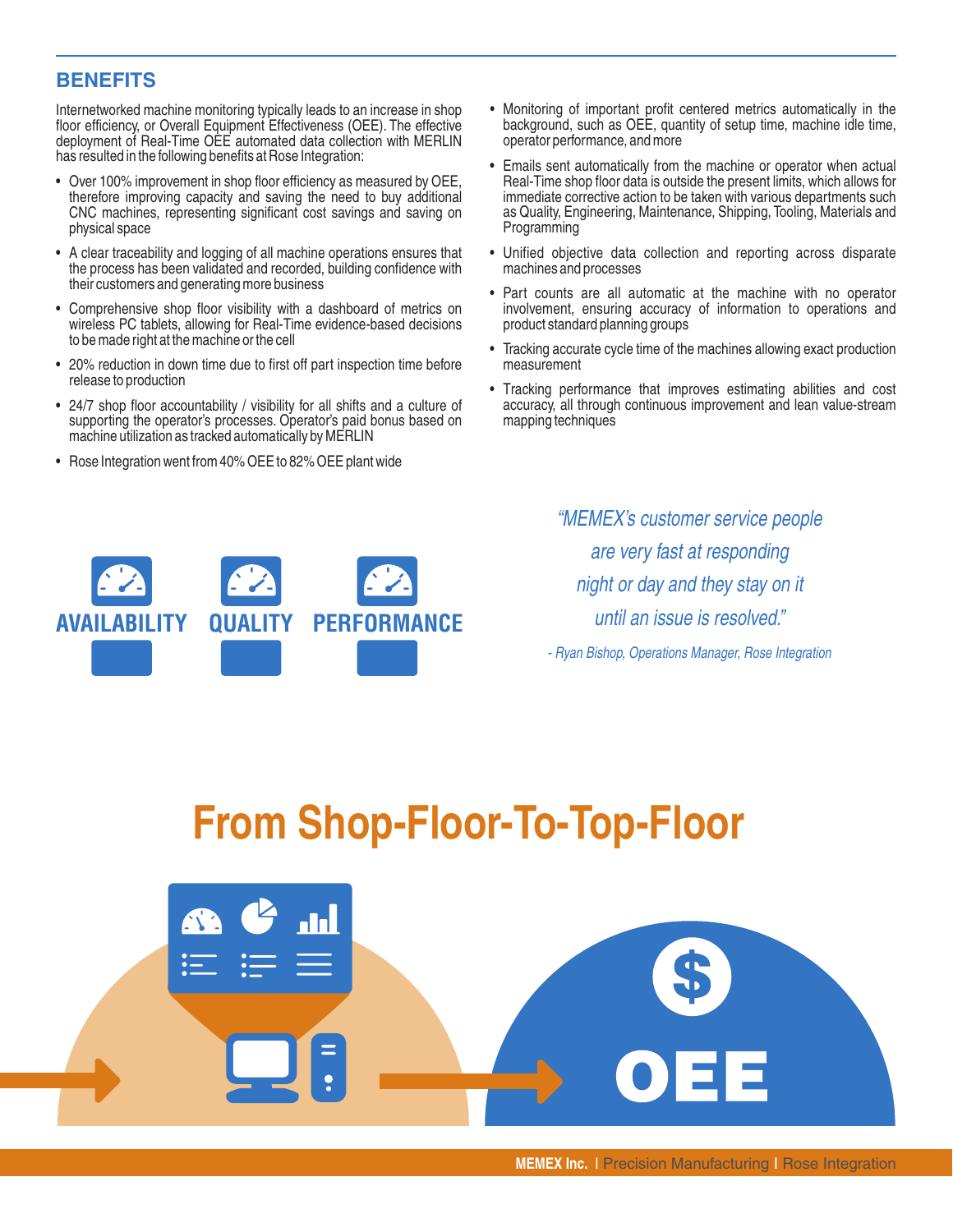## BENEFITS

Internetworked machine monitoring typically leads to an increase in shop floor efficiency, or Overall Equipment Effectiveness (OEE). The effective deployment of Real-Time OEE automated data collection with MERLIN has resulted in the following benefits at Rose Integration:

- Over 100% improvement in shop floor efficiency as measured by OEE, therefore improving capacity and saving the need to buy additional CNC machines, representing significant cost savings and saving on physical space
- A clear traceability and logging of all machine operations ensures that the process has been validated and recorded, building confidence with their customers and generating more business
- Comprehensive shop floor visibility with a dashboard of metrics on wireless PC tablets, allowing for Real-Time evidence-based decisions to be made right at the machine or the cell
- 20% reduction in down time due to first off part inspection time before release to production
- 24/7 shop floor accountability / visibility for all shifts and a culture of supporting the operator's processes. Operator's paid bonus based on machine utilization as tracked automatically by MERLIN
- Rose Integration went from 40% OEE to 82% OEE plant wide
- Monitoring of important profit centered metrics automatically in the background, such as OEE, quantity of setup time, machine idle time, operator performance, and more
- Emails sent automatically from the machine or operator when actual Real-Time shop floor data is outside the present limits, which allows for immediate corrective action to be taken with various departments such as Quality, Engineering, Maintenance, Shipping, Tooling, Materials and Programming
- Unified objective data collection and reporting across disparate machines and processes
- Part counts are all automatic at the machine with no operator involvement, ensuring accuracy of information to operations and product standard planning groups
- Tracking accurate cycle time of the machines allowing exact production measurement
- Tracking performance that improves estimating abilities and cost accuracy, all through continuous improvement and lean value-stream mapping techniques

AVAILABILITY QUALITY PERFORMANCE

*"MEMEX's customer service people are very fast at responding night or day and they stay on it until an issue is resolved."*

*- Ryan Bishop, Operations Manager, Rose Integration*

# From Shop-Floor-To-Top-Floor

OEE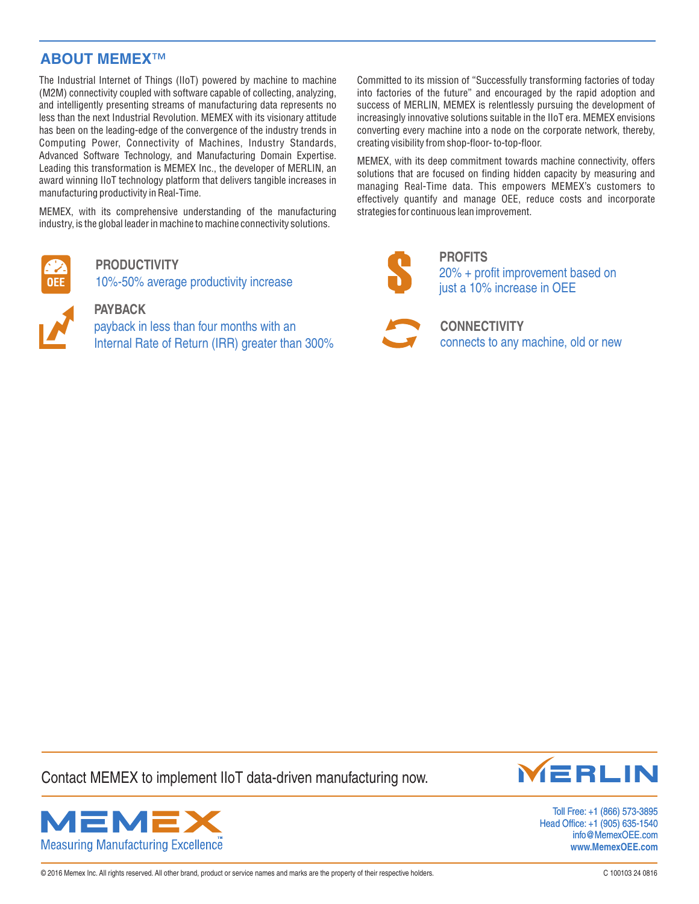## ABOUT MEMEX™

The Industrial Internet of Things (IIoT) powered by machine to machine (M2M) connectivity coupled with software capable of collecting, analyzing, and intelligently presenting streams of manufacturing data represents no less than the next Industrial Revolution. MEMEX with its visionary attitude has been on the leading-edge of the convergence of the industry trends in Computing Power, Connectivity of Machines, Industry Standards, Advanced Software Technology, and Manufacturing Domain Expertise. Leading this transformation is MEMEX Inc., the developer of MERLIN, an award winning IIoT technology platform that delivers tangible increases in manufacturing productivity in Real-Time.

MEMEX, with its comprehensive understanding of the manufacturing industry, is the global leader in machine to machine connectivity solutions.

Committed to its mission of "Successfully transforming factories of today into factories of the future" and encouraged by the rapid adoption and success of MERLIN, MEMEX is relentlessly pursuing the development of increasingly innovative solutions suitable in the IIoT era. MEMEX envisions converting every machine into a node on the corporate network, thereby, creating visibility from shop-floor- to-top-floor.

MEMEX, with its deep commitment towards machine connectivity, offers solutions that are focused on finding hidden capacity by measuring and managing Real-Time data. This empowers MEMEX's customers to effectively quantify and manage OEE, reduce costs and incorporate strategies for continuous lean improvement.

**PRODUCTIVITY**
10%-50% average productivity increase

**PAYBACK**
payback in less than four months with an Internal Rate of Return (IRR) greater than 300%

**PROFITS**
20% + profit improvement based on just a 10% increase in OEE

**CONNECTIVITY**
connects to any machine, old or new

Contact MEMEX to implement IIoT data-driven manufacturing now.

MERLIN

MEMEX
Measuring Manufacturing Excellence™

Toll Free: +1 (866) 573-3895
Head Office: +1 (905) 635-1540
info@MemexOEE.com
**www.MemexOEE.com**

© 2016 Memex Inc. All rights reserved. All other brand, product or service names and marks are the property of their respective holders.

C 100103 24 0816